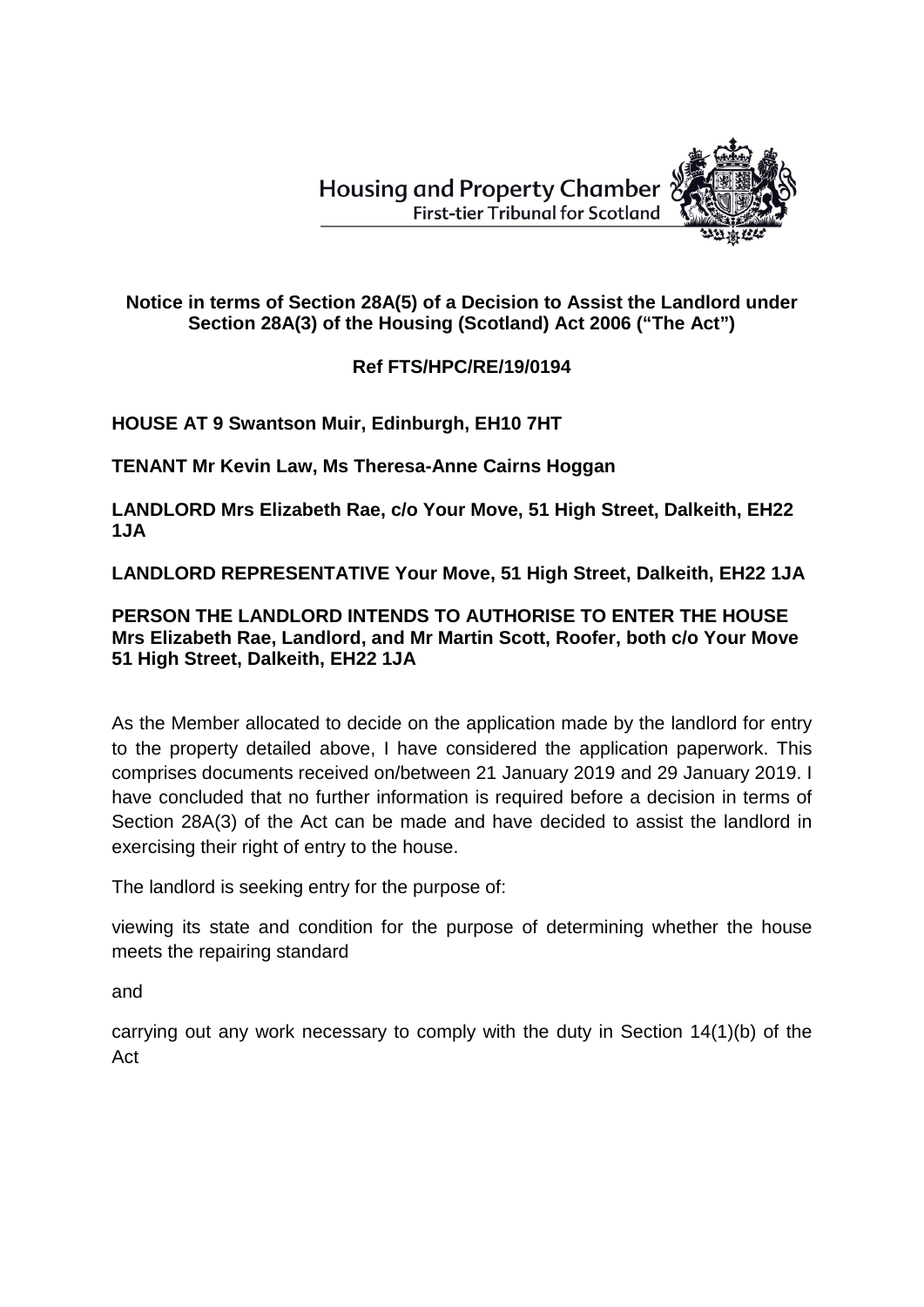Housing and Property Chamber
First-tier Tribunal for Scotland

**Notice in terms of Section 28A(5) of a Decision to Assist the Landlord under Section 28A(3) of the Housing (Scotland) Act 2006 ("The Act")**

**Ref FTS/HPC/RE/19/0194**

**HOUSE AT 9 Swantson Muir, Edinburgh, EH10 7HT**

**TENANT Mr Kevin Law, Ms Theresa-Anne Cairns Hoggan**

**LANDLORD Mrs Elizabeth Rae, c/o Your Move, 51 High Street, Dalkeith, EH22 1JA**

**LANDLORD REPRESENTATIVE Your Move, 51 High Street, Dalkeith, EH22 1JA**

**PERSON THE LANDLORD INTENDS TO AUTHORISE TO ENTER THE HOUSE Mrs Elizabeth Rae, Landlord, and Mr Martin Scott, Roofer, both c/o Your Move 51 High Street, Dalkeith, EH22 1JA**

As the Member allocated to decide on the application made by the landlord for entry to the property detailed above, I have considered the application paperwork. This comprises documents received on/between 21 January 2019 and 29 January 2019. I have concluded that no further information is required before a decision in terms of Section 28A(3) of the Act can be made and have decided to assist the landlord in exercising their right of entry to the house.

The landlord is seeking entry for the purpose of:

viewing its state and condition for the purpose of determining whether the house meets the repairing standard

and

carrying out any work necessary to comply with the duty in Section 14(1)(b) of the Act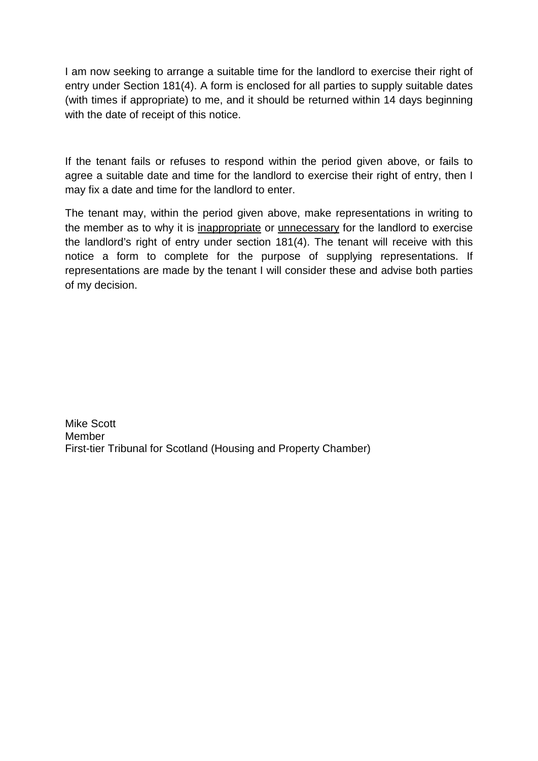I am now seeking to arrange a suitable time for the landlord to exercise their right of entry under Section 181(4). A form is enclosed for all parties to supply suitable dates (with times if appropriate) to me, and it should be returned within 14 days beginning with the date of receipt of this notice.

If the tenant fails or refuses to respond within the period given above, or fails to agree a suitable date and time for the landlord to exercise their right of entry, then I may fix a date and time for the landlord to enter.

The tenant may, within the period given above, make representations in writing to the member as to why it is <u>inappropriate</u> or <u>unnecessary</u> for the landlord to exercise the landlord's right of entry under section 181(4). The tenant will receive with this notice a form to complete for the purpose of supplying representations. If representations are made by the tenant I will consider these and advise both parties of my decision.

Mike Scott  
Member  
First-tier Tribunal for Scotland (Housing and Property Chamber)